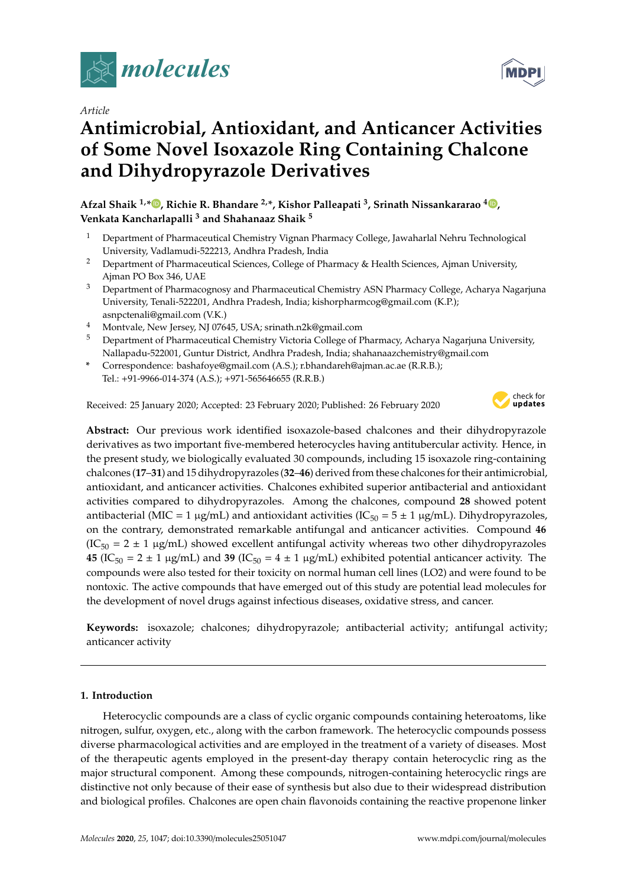*Article*

# Antimicrobial, Antioxidant, and Anticancer Activities of Some Novel Isoxazole Ring Containing Chalcone and Dihydropyrazole Derivatives

**Afzal Shaik [1,*], Richie R. Bhandare [2,*], Kishor Palleapati [3], Srinath Nissankararao [4], Venkata Kancharlapalli [3] and Shahanaaz Shaik [5]**

[1] Department of Pharmaceutical Chemistry Vignan Pharmacy College, Jawaharlal Nehru Technological University, Vadlamudi-522213, Andhra Pradesh, India

[2] Department of Pharmaceutical Sciences, College of Pharmacy & Health Sciences, Ajman University, Ajman PO Box 346, UAE

[3] Department of Pharmacognosy and Pharmaceutical Chemistry ASN Pharmacy College, Acharya Nagarjuna University, Tenali-522201, Andhra Pradesh, India; kishorpharmcog@gmail.com (K.P.); asnpctenali@gmail.com (V.K.)

[4] Montvale, New Jersey, NJ 07645, USA; srinath.n2k@gmail.com

[5] Department of Pharmaceutical Chemistry Victoria College of Pharmacy, Acharya Nagarjuna University, Nallapadu-522001, Guntur District, Andhra Pradesh, India; shahanaazchemistry@gmail.com

[*] Correspondence: bashafoye@gmail.com (A.S.); r.bhandareh@ajman.ac.ae (R.R.B.); Tel.: +91-9966-014-374 (A.S.); +971-565646655 (R.R.B.)

Received: 25 January 2020; Accepted: 23 February 2020; Published: 26 February 2020

**Abstract:** Our previous work identified isoxazole-based chalcones and their dihydropyrazole derivatives as two important five-membered heterocycles having antitubercular activity. Hence, in the present study, we biologically evaluated 30 compounds, including 15 isoxazole ring-containing chalcones (**17**–**31**) and 15 dihydropyrazoles (**32**–**46**) derived from these chalcones for their antimicrobial, antioxidant, and anticancer activities. Chalcones exhibited superior antibacterial and antioxidant activities compared to dihydropyrazoles. Among the chalcones, compound **28** showed potent antibacterial (MIC = 1 μg/mL) and antioxidant activities ($IC_{50}$ = 5 ± 1 μg/mL). Dihydropyrazoles, on the contrary, demonstrated remarkable antifungal and anticancer activities. Compound **46** ($IC_{50}$ = 2 ± 1 μg/mL) showed excellent antifungal activity whereas two other dihydropyrazoles **45** ($IC_{50}$ = 2 ± 1 μg/mL) and **39** ($IC_{50}$ = 4 ± 1 μg/mL) exhibited potential anticancer activity. The compounds were also tested for their toxicity on normal human cell lines (LO2) and were found to be nontoxic. The active compounds that have emerged out of this study are potential lead molecules for the development of novel drugs against infectious diseases, oxidative stress, and cancer.

**Keywords:** isoxazole; chalcones; dihydropyrazole; antibacterial activity; antifungal activity; anticancer activity

## 1. Introduction

Heterocyclic compounds are a class of cyclic organic compounds containing heteroatoms, like nitrogen, sulfur, oxygen, etc., along with the carbon framework. The heterocyclic compounds possess diverse pharmacological activities and are employed in the treatment of a variety of diseases. Most of the therapeutic agents employed in the present-day therapy contain heterocyclic ring as the major structural component. Among these compounds, nitrogen-containing heterocyclic rings are distinctive not only because of their ease of synthesis but also due to their widespread distribution and biological profiles. Chalcones are open chain flavonoids containing the reactive propenone linker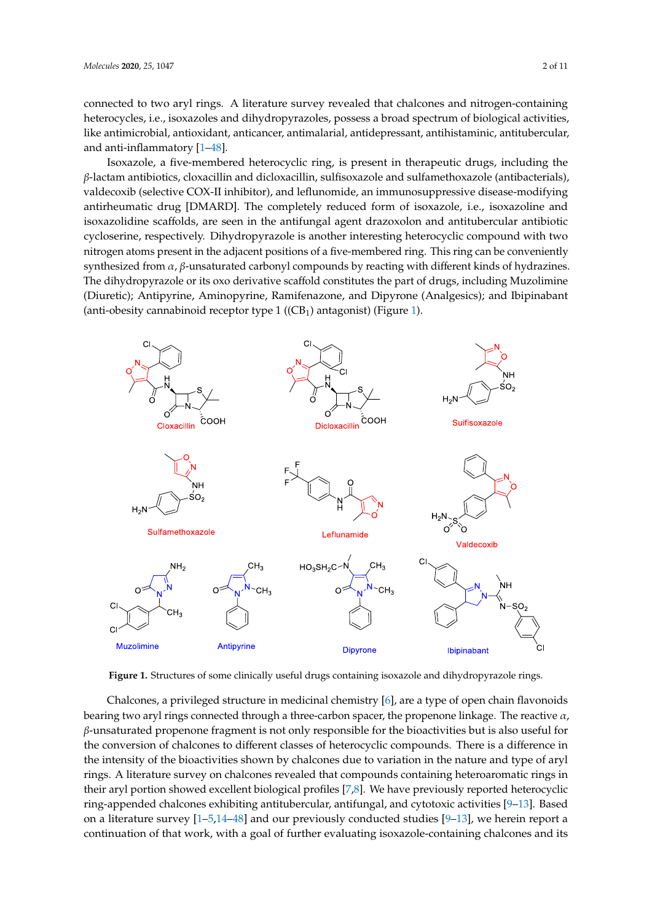connected to two aryl rings. A literature survey revealed that chalcones and nitrogen-containing heterocycles, i.e., isoxazoles and dihydropyrazoles, possess a broad spectrum of biological activities, like antimicrobial, antioxidant, anticancer, antimalarial, antidepressant, antihistaminic, antitubercular, and anti-inflammatory [1–48].

Isoxazole, a five-membered heterocyclic ring, is present in therapeutic drugs, including the $\beta$-lactam antibiotics, cloxacillin and dicloxacillin, sulfisoxazole and sulfamethoxazole (antibacterials), valdecoxib (selective COX-II inhibitor), and leflunomide, an immunosuppressive disease-modifying antirheumatic drug [DMARD]. The completely reduced form of isoxazole, i.e., isoxazoline and isoxazolidine scaffolds, are seen in the antifungal agent drazoxolon and antitubercular antibiotic cycloserine, respectively. Dihydropyrazole is another interesting heterocyclic compound with two nitrogen atoms present in the adjacent positions of a five-membered ring. This ring can be conveniently synthesized from $\alpha$, $\beta$-unsaturated carbonyl compounds by reacting with different kinds of hydrazines. The dihydropyrazole or its oxo derivative scaffold constitutes the part of drugs, including Muzolimine (Diuretic); Antipyrine, Aminopyrine, Ramifenazone, and Dipyrone (Analgesics); and Ibipinabant (anti-obesity cannabinoid receptor type 1 (($CB_1$) antagonist) (Figure 1).

**Figure 1.** Structures of some clinically useful drugs containing isoxazole and dihydropyrazole rings.

Chalcones, a privileged structure in medicinal chemistry [6], are a type of open chain flavonoids bearing two aryl rings connected through a three-carbon spacer, the propenone linkage. The reactive $\alpha$, $\beta$-unsaturated propenone fragment is not only responsible for the bioactivities but is also useful for the conversion of chalcones to different classes of heterocyclic compounds. There is a difference in the intensity of the bioactivities shown by chalcones due to variation in the nature and type of aryl rings. A literature survey on chalcones revealed that compounds containing heteroaromatic rings in their aryl portion showed excellent biological profiles [7,8]. We have previously reported heterocyclic ring-appended chalcones exhibiting antitubercular, antifungal, and cytotoxic activities [9–13]. Based on a literature survey [1–5,14–48] and our previously conducted studies [9–13], we herein report a continuation of that work, with a goal of further evaluating isoxazole-containing chalcones and its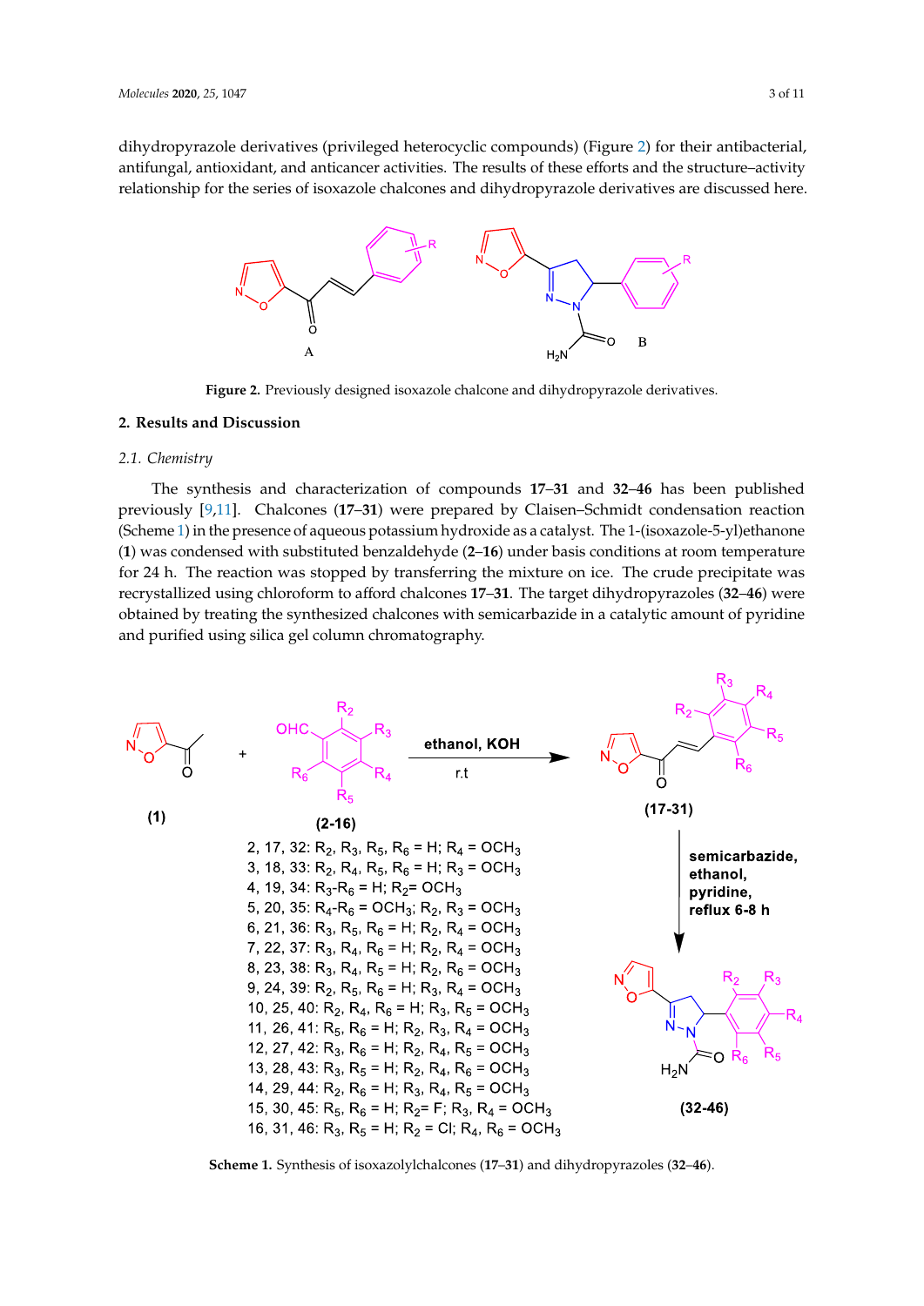dihydropyrazole derivatives (privileged heterocyclic compounds) (Figure 2) for their antibacterial, antifungal, antioxidant, and anticancer activities. The results of these efforts and the structure–activity relationship for the series of isoxazole chalcones and dihydropyrazole derivatives are discussed here.

**Figure 2.** Previously designed isoxazole chalcone and dihydropyrazole derivatives.

## 2. Results and Discussion

### *2.1. Chemistry*

The synthesis and characterization of compounds **17**–**31** and **32**–**46** has been published previously [9,11]. Chalcones (**17**–**31**) were prepared by Claisen–Schmidt condensation reaction (Scheme 1) in the presence of aqueous potassium hydroxide as a catalyst. The 1-(isoxazole-5-yl)ethanone (**1**) was condensed with substituted benzaldehyde (**2**–**16**) under basis conditions at room temperature for 24 h. The reaction was stopped by transferring the mixture on ice. The crude precipitate was recrystallized using chloroform to afford chalcones **17**–**31**. The target dihydropyrazoles (**32**–**46**) were obtained by treating the synthesized chalcones with semicarbazide in a catalytic amount of pyridine and purified using silica gel column chromatography.

2, 17, 32: $R_2$, $R_3$, $R_5$, $R_6$ = H; $R_4$ = $OCH_3$
3, 18, 33: $R_2$, $R_4$, $R_5$, $R_6$ = H; $R_3$ = $OCH_3$
4, 19, 34: $R_3$-$R_6$ = H; $R_2$= $OCH_3$
5, 20, 35: $R_4$-$R_6$ = $OCH_3$; $R_2$, $R_3$ = $OCH_3$
6, 21, 36: $R_3$, $R_5$, $R_6$ = H; $R_2$, $R_4$ = $OCH_3$
7, 22, 37: $R_3$, $R_4$, $R_6$ = H; $R_2$, $R_4$ = $OCH_3$
8, 23, 38: $R_3$, $R_4$, $R_5$ = H; $R_2$, $R_6$ = $OCH_3$
9, 24, 39: $R_2$, $R_5$, $R_6$ = H; $R_3$, $R_4$ = $OCH_3$
10, 25, 40: $R_2$, $R_4$, $R_6$ = H; $R_3$, $R_5$ = $OCH_3$
11, 26, 41: $R_5$, $R_6$ = H; $R_2$, $R_3$, $R_4$ = $OCH_3$
12, 27, 42: $R_3$, $R_6$ = H; $R_2$, $R_4$, $R_5$ = $OCH_3$
13, 28, 43: $R_3$, $R_5$ = H; $R_2$, $R_4$, $R_6$ = $OCH_3$
14, 29, 44: $R_2$, $R_6$ = H; $R_3$, $R_4$, $R_5$ = $OCH_3$
15, 30, 45: $R_5$, $R_6$ = H; $R_2$= F; $R_3$, $R_4$ = $OCH_3$
16, 31, 46: $R_3$, $R_5$ = H; $R_2$ = Cl; $R_4$, $R_6$ = $OCH_3$

**Scheme 1.** Synthesis of isoxazolylchalcones (**17**–**31**) and dihydropyrazoles (**32**–**46**).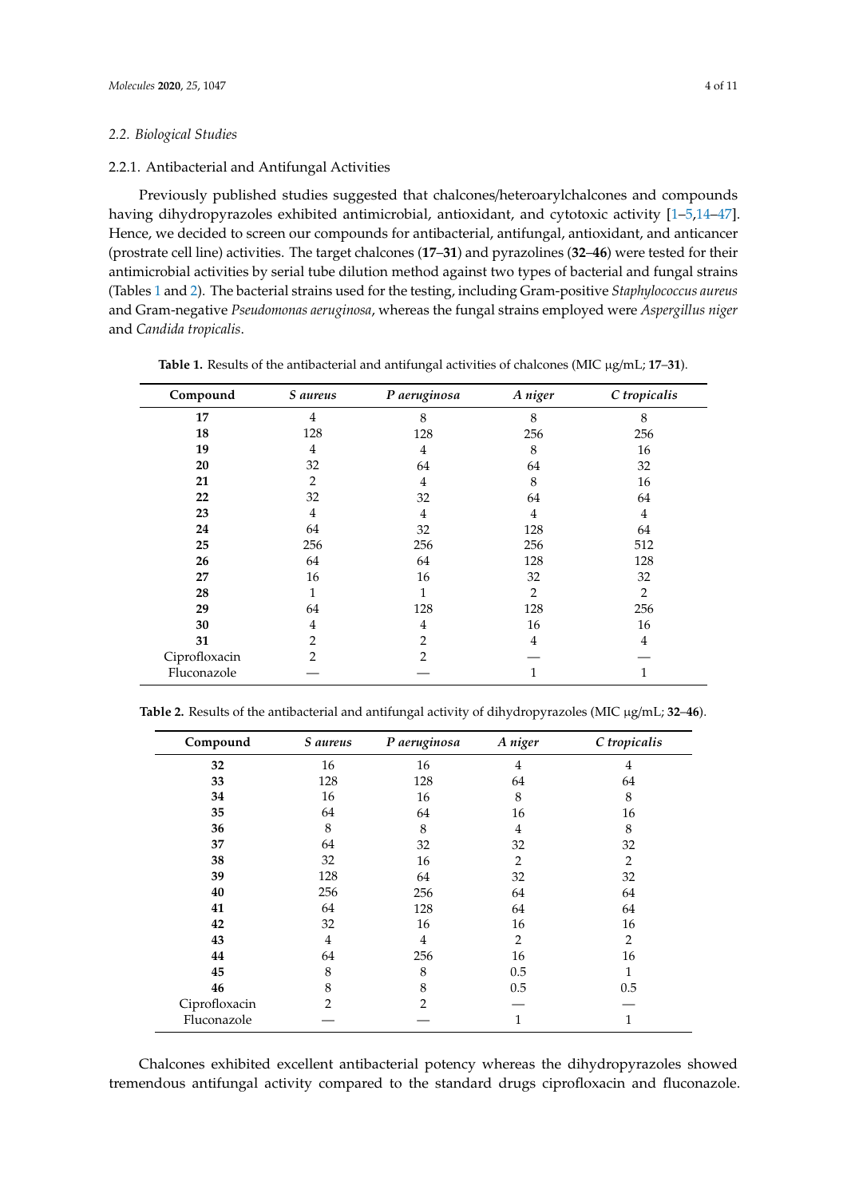### 2.2. Biological Studies

#### 2.2.1. Antibacterial and Antifungal Activities

Previously published studies suggested that chalcones/heteroarylchalcones and compounds having dihydropyrazoles exhibited antimicrobial, antioxidant, and cytotoxic activity [1–5,14–47]. Hence, we decided to screen our compounds for antibacterial, antifungal, antioxidant, and anticancer (prostrate cell line) activities. The target chalcones (**17**–**31**) and pyrazolines (**32**–**46**) were tested for their antimicrobial activities by serial tube dilution method against two types of bacterial and fungal strains (Tables 1 and 2). The bacterial strains used for the testing, including Gram-positive *Staphylococcus aureus* and Gram-negative *Pseudomonas aeruginosa*, whereas the fungal strains employed were *Aspergillus niger* and *Candida tropicalis*.

**Table 1.** Results of the antibacterial and antifungal activities of chalcones (MIC μg/mL; **17**–**31**).

| Compound | *S aureus* | *P aeruginosa* | *A niger* | *C tropicalis* |
|---|---|---|---|---|
| **17** | 4 | 8 | 8 | 8 |
| **18** | 128 | 128 | 256 | 256 |
| **19** | 4 | 4 | 8 | 16 |
| **20** | 32 | 64 | 64 | 32 |
| **21** | 2 | 4 | 8 | 16 |
| **22** | 32 | 32 | 64 | 64 |
| **23** | 4 | 4 | 4 | 4 |
| **24** | 64 | 32 | 128 | 64 |
| **25** | 256 | 256 | 256 | 512 |
| **26** | 64 | 64 | 128 | 128 |
| **27** | 16 | 16 | 32 | 32 |
| **28** | 1 | 1 | 2 | 2 |
| **29** | 64 | 128 | 128 | 256 |
| **30** | 4 | 4 | 16 | 16 |
| **31** | 2 | 2 | 4 | 4 |
| Ciprofloxacin | 2 | 2 | — | — |
| Fluconazole | — | — | 1 | 1 |

**Table 2.** Results of the antibacterial and antifungal activity of dihydropyrazoles (MIC μg/mL; **32**–**46**).

| Compound | *S aureus* | *P aeruginosa* | *A niger* | *C tropicalis* |
|---|---|---|---|---|
| **32** | 16 | 16 | 4 | 4 |
| **33** | 128 | 128 | 64 | 64 |
| **34** | 16 | 16 | 8 | 8 |
| **35** | 64 | 64 | 16 | 16 |
| **36** | 8 | 8 | 4 | 8 |
| **37** | 64 | 32 | 32 | 32 |
| **38** | 32 | 16 | 2 | 2 |
| **39** | 128 | 64 | 32 | 32 |
| **40** | 256 | 256 | 64 | 64 |
| **41** | 64 | 128 | 64 | 64 |
| **42** | 32 | 16 | 16 | 16 |
| **43** | 4 | 4 | 2 | 2 |
| **44** | 64 | 256 | 16 | 16 |
| **45** | 8 | 8 | 0.5 | 1 |
| **46** | 8 | 8 | 0.5 | 0.5 |
| Ciprofloxacin | 2 | 2 | — | — |
| Fluconazole | — | — | 1 | 1 |

Chalcones exhibited excellent antibacterial potency whereas the dihydropyrazoles showed tremendous antifungal activity compared to the standard drugs ciprofloxacin and fluconazole.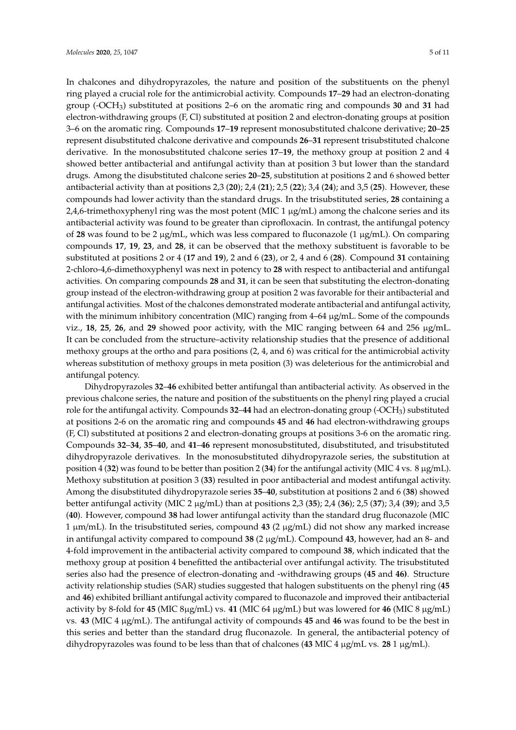In chalcones and dihydropyrazoles, the nature and position of the substituents on the phenyl ring played a crucial role for the antimicrobial activity. Compounds **17**–**29** had an electron-donating group (-$OCH_3$) substituted at positions 2–6 on the aromatic ring and compounds **30** and **31** had electron-withdrawing groups (F, Cl) substituted at position 2 and electron-donating groups at position 3–6 on the aromatic ring. Compounds **17**–**19** represent monosubstituted chalcone derivative; **20**–**25** represent disubstituted chalcone derivative and compounds **26**–**31** represent trisubstituted chalcone derivative. In the monosubstituted chalcone series **17**–**19**, the methoxy group at position 2 and 4 showed better antibacterial and antifungal activity than at position 3 but lower than the standard drugs. Among the disubstituted chalcone series **20**–**25**, substitution at positions 2 and 6 showed better antibacterial activity than at positions 2,3 (**20**); 2,4 (**21**); 2,5 (**22**); 3,4 (**24**); and 3,5 (**25**). However, these compounds had lower activity than the standard drugs. In the trisubstituted series, **28** containing a 2,4,6-trimethoxyphenyl ring was the most potent (MIC 1 μg/mL) among the chalcone series and its antibacterial activity was found to be greater than ciprofloxacin. In contrast, the antifungal potency of **28** was found to be 2 μg/mL, which was less compared to fluconazole (1 μg/mL). On comparing compounds **17**, **19**, **23**, and **28**, it can be observed that the methoxy substituent is favorable to be substituted at positions 2 or 4 (**17** and **19**), 2 and 6 (**23**), or 2, 4 and 6 (**28**). Compound **31** containing 2-chloro-4,6-dimethoxyphenyl was next in potency to **28** with respect to antibacterial and antifungal activities. On comparing compounds **28** and **31**, it can be seen that substituting the electron-donating group instead of the electron-withdrawing group at position 2 was favorable for their antibacterial and antifungal activities. Most of the chalcones demonstrated moderate antibacterial and antifungal activity, with the minimum inhibitory concentration (MIC) ranging from 4–64 μg/mL. Some of the compounds viz., **18**, **25**, **26**, and **29** showed poor activity, with the MIC ranging between 64 and 256 μg/mL. It can be concluded from the structure–activity relationship studies that the presence of additional methoxy groups at the ortho and para positions (2, 4, and 6) was critical for the antimicrobial activity whereas substitution of methoxy groups in meta position (3) was deleterious for the antimicrobial and antifungal potency.

Dihydropyrazoles **32**–**46** exhibited better antifungal than antibacterial activity. As observed in the previous chalcone series, the nature and position of the substituents on the phenyl ring played a crucial role for the antifungal activity. Compounds **32**–**44** had an electron-donating group (-$OCH_3$) substituted at positions 2-6 on the aromatic ring and compounds **45** and **46** had electron-withdrawing groups (F, Cl) substituted at positions 2 and electron-donating groups at positions 3-6 on the aromatic ring. Compounds **32**–**34**, **35**–**40**, and **41**–**46** represent monosubstituted, disubstituted, and trisubstituted dihydropyrazole derivatives. In the monosubstituted dihydropyrazole series, the substitution at position 4 (**32**) was found to be better than position 2 (**34**) for the antifungal activity (MIC 4 vs. 8 μg/mL). Methoxy substitution at position 3 (**33**) resulted in poor antibacterial and modest antifungal activity. Among the disubstituted dihydropyrazole series **35**–**40**, substitution at positions 2 and 6 (**38**) showed better antifungal activity (MIC 2 μg/mL) than at positions 2,3 (**35**); 2,4 (**36**); 2,5 (**37**); 3,4 (**39**); and 3,5 (**40**). However, compound **38** had lower antifungal activity than the standard drug fluconazole (MIC 1 μm/mL). In the trisubstituted series, compound **43** (2 μg/mL) did not show any marked increase in antifungal activity compared to compound **38** (2 μg/mL). Compound **43**, however, had an 8- and 4-fold improvement in the antibacterial activity compared to compound **38**, which indicated that the methoxy group at position 4 benefitted the antibacterial over antifungal activity. The trisubstituted series also had the presence of electron-donating and -withdrawing groups (**45** and **46**). Structure activity relationship studies (SAR) studies suggested that halogen substituents on the phenyl ring (**45** and **46**) exhibited brilliant antifungal activity compared to fluconazole and improved their antibacterial activity by 8-fold for **45** (MIC 8μg/mL) vs. **41** (MIC 64 μg/mL) but was lowered for **46** (MIC 8 μg/mL) vs. **43** (MIC 4 μg/mL). The antifungal activity of compounds **45** and **46** was found to be the best in this series and better than the standard drug fluconazole. In general, the antibacterial potency of dihydropyrazoles was found to be less than that of chalcones (**43** MIC 4 μg/mL vs. **28** 1 μg/mL).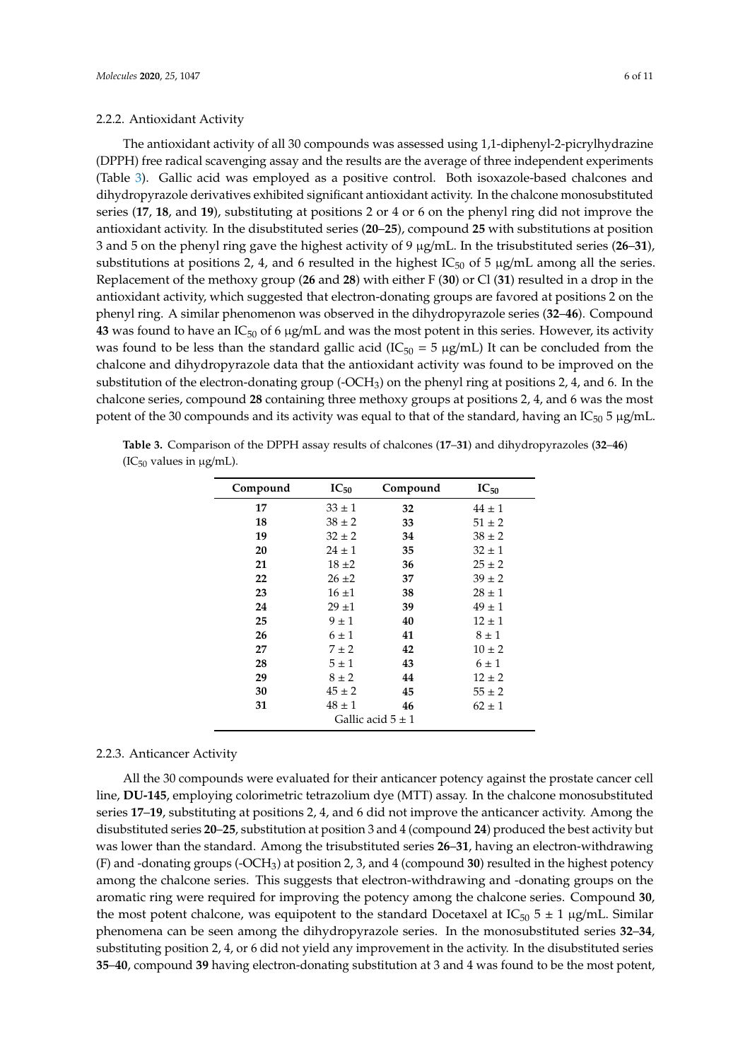### 2.2.2. Antioxidant Activity

The antioxidant activity of all 30 compounds was assessed using 1,1-diphenyl-2-picrylhydrazine (DPPH) free radical scavenging assay and the results are the average of three independent experiments (Table 3). Gallic acid was employed as a positive control. Both isoxazole-based chalcones and dihydropyrazole derivatives exhibited significant antioxidant activity. In the chalcone monosubstituted series (**17**, **18**, and **19**), substituting at positions 2 or 4 or 6 on the phenyl ring did not improve the antioxidant activity. In the disubstituted series (**20**–**25**), compound **25** with substitutions at position 3 and 5 on the phenyl ring gave the highest activity of 9 μg/mL. In the trisubstituted series (**26**–**31**), substitutions at positions 2, 4, and 6 resulted in the highest $IC_{50}$ of 5 μg/mL among all the series. Replacement of the methoxy group (**26** and **28**) with either F (**30**) or Cl (**31**) resulted in a drop in the antioxidant activity, which suggested that electron-donating groups are favored at positions 2 on the phenyl ring. A similar phenomenon was observed in the dihydropyrazole series (**32**–**46**). Compound **43** was found to have an $IC_{50}$ of 6 μg/mL and was the most potent in this series. However, its activity was found to be less than the standard gallic acid ($IC_{50}$ = 5 μg/mL) It can be concluded from the chalcone and dihydropyrazole data that the antioxidant activity was found to be improved on the substitution of the electron-donating group (-$OCH_3$) on the phenyl ring at positions 2, 4, and 6. In the chalcone series, compound **28** containing three methoxy groups at positions 2, 4, and 6 was the most potent of the 30 compounds and its activity was equal to that of the standard, having an $IC_{50}$ 5 μg/mL.

**Table 3.** Comparison of the DPPH assay results of chalcones (**17**–**31**) and dihydropyrazoles (**32**–**46**) ($IC_{50}$ values in μg/mL).

| Compound | $IC_{50}$ | Compound | $IC_{50}$ |
|---|---|---|---|
| **17** | 33 ± 1 | **32** | 44 ± 1 |
| **18** | 38 ± 2 | **33** | 51 ± 2 |
| **19** | 32 ± 2 | **34** | 38 ± 2 |
| **20** | 24 ± 1 | **35** | 32 ± 1 |
| **21** | 18 ±2 | **36** | 25 ± 2 |
| **22** | 26 ±2 | **37** | 39 ± 2 |
| **23** | 16 ±1 | **38** | 28 ± 1 |
| **24** | 29 ±1 | **39** | 49 ± 1 |
| **25** | 9 ± 1 | **40** | 12 ± 1 |
| **26** | 6 ± 1 | **41** | 8 ± 1 |
| **27** | 7 ± 2 | **42** | 10 ± 2 |
| **28** | 5 ± 1 | **43** | 6 ± 1 |
| **29** | 8 ± 2 | **44** | 12 ± 2 |
| **30** | 45 ± 2 | **45** | 55 ± 2 |
| **31** | 48 ± 1 | **46** | 62 ± 1 |
| Gallic acid 5 ± 1 | | | |

### 2.2.3. Anticancer Activity

All the 30 compounds were evaluated for their anticancer potency against the prostate cancer cell line, **DU-145**, employing colorimetric tetrazolium dye (MTT) assay. In the chalcone monosubstituted series **17**–**19**, substituting at positions 2, 4, and 6 did not improve the anticancer activity. Among the disubstituted series **20**–**25**, substitution at position 3 and 4 (compound **24**) produced the best activity but was lower than the standard. Among the trisubstituted series **26**–**31**, having an electron-withdrawing (F) and -donating groups (-$OCH_3$) at position 2, 3, and 4 (compound **30**) resulted in the highest potency among the chalcone series. This suggests that electron-withdrawing and -donating groups on the aromatic ring were required for improving the potency among the chalcone series. Compound **30**, the most potent chalcone, was equipotent to the standard Docetaxel at $IC_{50}$ 5 ± 1 μg/mL. Similar phenomena can be seen among the dihydropyrazole series. In the monosubstituted series **32**–**34**, substituting position 2, 4, or 6 did not yield any improvement in the activity. In the disubstituted series **35**–**40**, compound **39** having electron-donating substitution at 3 and 4 was found to be the most potent,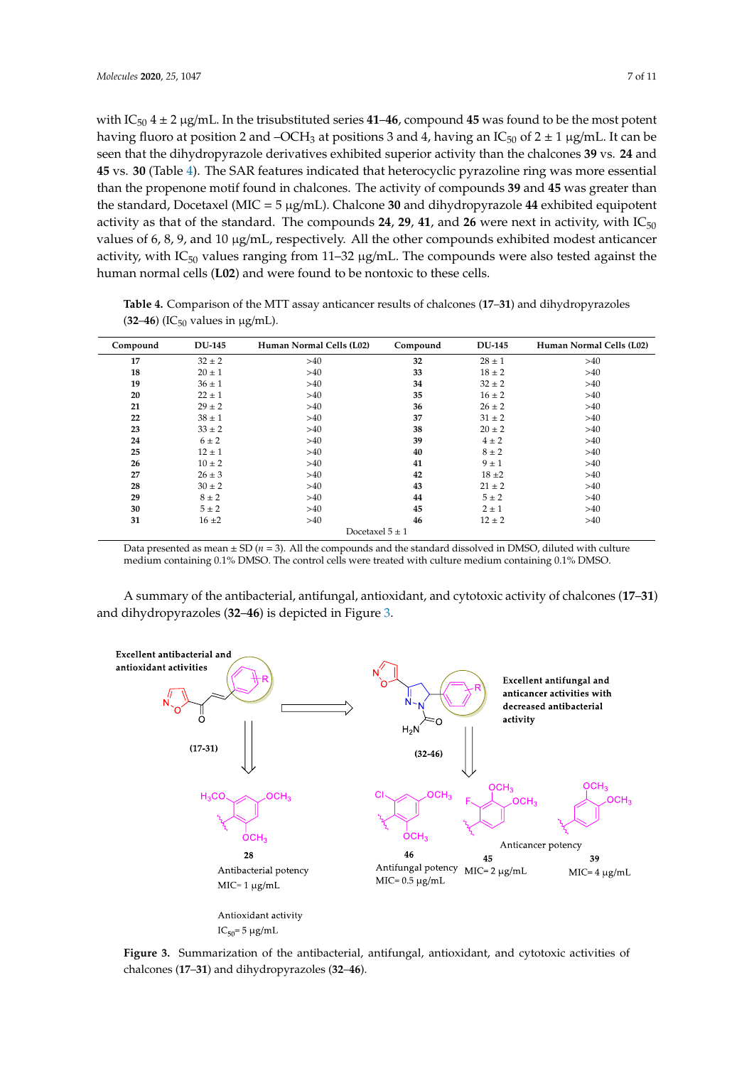with $IC_{50}$ 4 ± 2 μg/mL. In the trisubstituted series **41**–**46**, compound **45** was found to be the most potent having fluoro at position 2 and –$OCH_3$ at positions 3 and 4, having an $IC_{50}$ of 2 ± 1 μg/mL. It can be seen that the dihydropyrazole derivatives exhibited superior activity than the chalcones **39** vs. **24** and **45** vs. **30** (Table 4). The SAR features indicated that heterocyclic pyrazoline ring was more essential than the propenone motif found in chalcones. The activity of compounds **39** and **45** was greater than the standard, Docetaxel (MIC = 5 μg/mL). Chalcone **30** and dihydropyrazole **44** exhibited equipotent activity as that of the standard. The compounds **24**, **29**, **41**, and **26** were next in activity, with $IC_{50}$ values of 6, 8, 9, and 10 μg/mL, respectively. All the other compounds exhibited modest anticancer activity, with $IC_{50}$ values ranging from 11–32 μg/mL. The compounds were also tested against the human normal cells (**L02**) and were found to be nontoxic to these cells.

**Table 4.** Comparison of the MTT assay anticancer results of chalcones (**17**–**31**) and dihydropyrazoles (**32**–**46**) ($IC_{50}$ values in μg/mL).

| Compound | DU-145 | Human Normal Cells (L02) | Compound | DU-145 | Human Normal Cells (L02) |
|---|---|---|---|---|---|
| **17** | 32 ± 2 | >40 | **32** | 28 ± 1 | >40 |
| **18** | 20 ± 1 | >40 | **33** | 18 ± 2 | >40 |
| **19** | 36 ± 1 | >40 | **34** | 32 ± 2 | >40 |
| **20** | 22 ± 1 | >40 | **35** | 16 ± 2 | >40 |
| **21** | 29 ± 2 | >40 | **36** | 26 ± 2 | >40 |
| **22** | 38 ± 1 | >40 | **37** | 31 ± 2 | >40 |
| **23** | 33 ± 2 | >40 | **38** | 20 ± 2 | >40 |
| **24** | 6 ± 2 | >40 | **39** | 4 ± 2 | >40 |
| **25** | 12 ± 1 | >40 | **40** | 8 ± 2 | >40 |
| **26** | 10 ± 2 | >40 | **41** | 9 ± 1 | >40 |
| **27** | 26 ± 3 | >40 | **42** | 18 ±2 | >40 |
| **28** | 30 ± 2 | >40 | **43** | 21 ± 2 | >40 |
| **29** | 8 ± 2 | >40 | **44** | 5 ± 2 | >40 |
| **30** | 5 ± 2 | >40 | **45** | 2 ± 1 | >40 |
| **31** | 16 ±2 | >40 | **46** | 12 ± 2 | >40 |
| | | Docetaxel 5 ± 1 | | | |

Data presented as mean ± SD (*n* = 3). All the compounds and the standard dissolved in DMSO, diluted with culture medium containing 0.1% DMSO. The control cells were treated with culture medium containing 0.1% DMSO.

A summary of the antibacterial, antifungal, antioxidant, and cytotoxic activity of chalcones (**17**–**31**) and dihydropyrazoles (**32**–**46**) is depicted in Figure 3.

**Figure 3.** Summarization of the antibacterial, antifungal, antioxidant, and cytotoxic activities of chalcones (**17**–**31**) and dihydropyrazoles (**32**–**46**).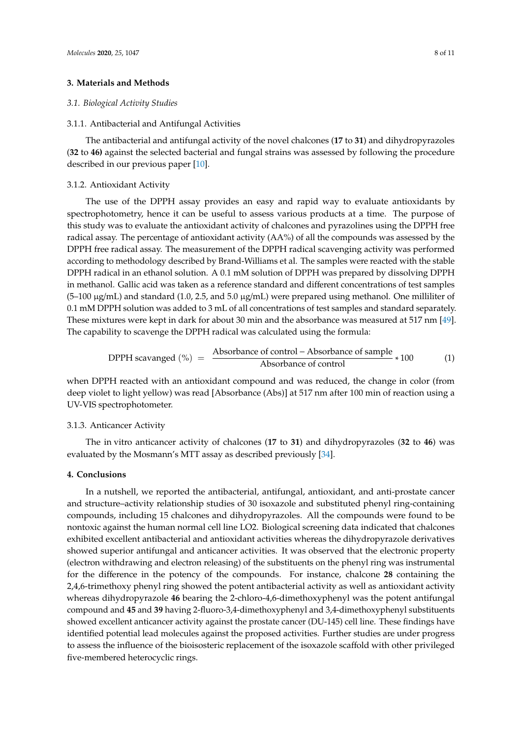## 3. Materials and Methods

### 3.1. Biological Activity Studies

#### 3.1.1. Antibacterial and Antifungal Activities

The antibacterial and antifungal activity of the novel chalcones (**17** to **31**) and dihydropyrazoles (**32** to **46)** against the selected bacterial and fungal strains was assessed by following the procedure described in our previous paper [10].

#### 3.1.2. Antioxidant Activity

The use of the DPPH assay provides an easy and rapid way to evaluate antioxidants by spectrophotometry, hence it can be useful to assess various products at a time. The purpose of this study was to evaluate the antioxidant activity of chalcones and pyrazolines using the DPPH free radical assay. The percentage of antioxidant activity (AA%) of all the compounds was assessed by the DPPH free radical assay. The measurement of the DPPH radical scavenging activity was performed according to methodology described by Brand-Williams et al. The samples were reacted with the stable DPPH radical in an ethanol solution. A 0.1 mM solution of DPPH was prepared by dissolving DPPH in methanol. Gallic acid was taken as a reference standard and different concentrations of test samples (5–100 μg/mL) and standard (1.0, 2.5, and 5.0 μg/mL) were prepared using methanol. One milliliter of 0.1 mM DPPH solution was added to 3 mL of all concentrations of test samples and standard separately. These mixtures were kept in dark for about 30 min and the absorbance was measured at 517 nm [49]. The capability to scavenge the DPPH radical was calculated using the formula:

$$\text{DPPH scavanged } (\%) = \frac{\text{Absorbance of control} - \text{Absorbance of sample}}{\text{Absorbance of control}} * 100 \tag{1}$$

when DPPH reacted with an antioxidant compound and was reduced, the change in color (from deep violet to light yellow) was read [Absorbance (Abs)] at 517 nm after 100 min of reaction using a UV-VIS spectrophotometer.

#### 3.1.3. Anticancer Activity

The in vitro anticancer activity of chalcones (**17** to **31**) and dihydropyrazoles (**32** to **46**) was evaluated by the Mosmann's MTT assay as described previously [34].

## 4. Conclusions

In a nutshell, we reported the antibacterial, antifungal, antioxidant, and anti-prostate cancer and structure–activity relationship studies of 30 isoxazole and substituted phenyl ring-containing compounds, including 15 chalcones and dihydropyrazoles. All the compounds were found to be nontoxic against the human normal cell line LO2. Biological screening data indicated that chalcones exhibited excellent antibacterial and antioxidant activities whereas the dihydropyrazole derivatives showed superior antifungal and anticancer activities. It was observed that the electronic property (electron withdrawing and electron releasing) of the substituents on the phenyl ring was instrumental for the difference in the potency of the compounds. For instance, chalcone **28** containing the 2,4,6-trimethoxy phenyl ring showed the potent antibacterial activity as well as antioxidant activity whereas dihydropyrazole **46** bearing the 2-chloro-4,6-dimethoxyphenyl was the potent antifungal compound and **45** and **39** having 2-fluoro-3,4-dimethoxyphenyl and 3,4-dimethoxyphenyl substituents showed excellent anticancer activity against the prostate cancer (DU-145) cell line. These findings have identified potential lead molecules against the proposed activities. Further studies are under progress to assess the influence of the bioisosteric replacement of the isoxazole scaffold with other privileged five-membered heterocyclic rings.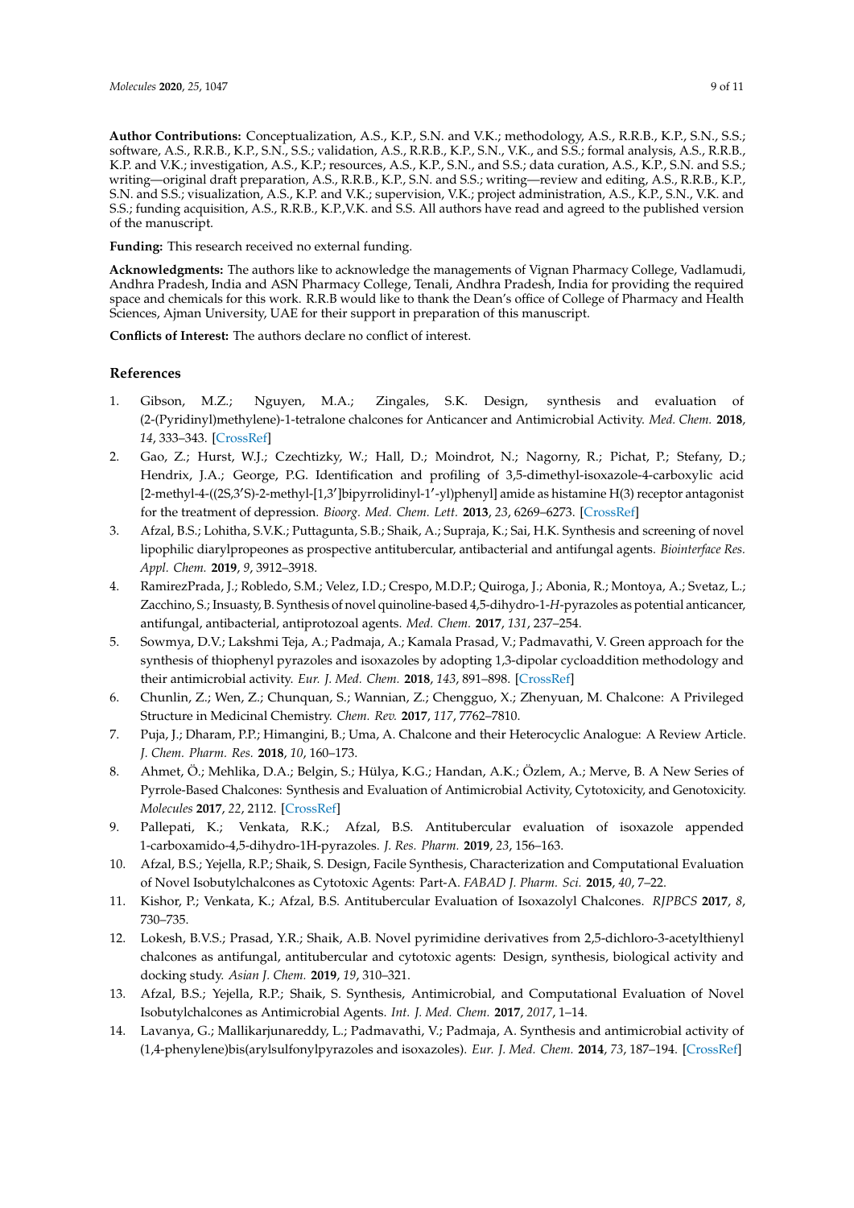**Author Contributions:** Conceptualization, A.S., K.P., S.N. and V.K.; methodology, A.S., R.R.B., K.P., S.N., S.S.; software, A.S., R.R.B., K.P., S.N., S.S.; validation, A.S., R.R.B., K.P., S.N., V.K., and S.S.; formal analysis, A.S., R.R.B., K.P. and V.K.; investigation, A.S., K.P.; resources, A.S., K.P., S.N., and S.S.; data curation, A.S., K.P., S.N. and S.S.; writing—original draft preparation, A.S., R.R.B., K.P., S.N. and S.S.; writing—review and editing, A.S., R.R.B., K.P., S.N. and S.S.; visualization, A.S., K.P. and V.K.; supervision, V.K.; project administration, A.S., K.P., S.N., V.K. and S.S.; funding acquisition, A.S., R.R.B., K.P.,V.K. and S.S. All authors have read and agreed to the published version of the manuscript.

**Funding:** This research received no external funding.

**Acknowledgments:** The authors like to acknowledge the managements of Vignan Pharmacy College, Vadlamudi, Andhra Pradesh, India and ASN Pharmacy College, Tenali, Andhra Pradesh, India for providing the required space and chemicals for this work. R.R.B would like to thank the Dean's office of College of Pharmacy and Health Sciences, Ajman University, UAE for their support in preparation of this manuscript.

**Conflicts of Interest:** The authors declare no conflict of interest.

## References

1. Gibson, M.Z.; Nguyen, M.A.; Zingales, S.K. Design, synthesis and evaluation of (2-(Pyridinyl)methylene)-1-tetralone chalcones for Anticancer and Antimicrobial Activity. *Med. Chem.* **2018**, *14*, 333–343. [CrossRef]
2. Gao, Z.; Hurst, W.J.; Czechtizky, W.; Hall, D.; Moindrot, N.; Nagorny, R.; Pichat, P.; Stefany, D.; Hendrix, J.A.; George, P.G. Identification and profiling of 3,5-dimethyl-isoxazole-4-carboxylic acid [2-methyl-4-((2S,3'S)-2-methyl-[1,3']bipyrrolidinyl-1'-yl)phenyl] amide as histamine H(3) receptor antagonist for the treatment of depression. *Bioorg. Med. Chem. Lett.* **2013**, *23*, 6269–6273. [CrossRef]
3. Afzal, B.S.; Lohitha, S.V.K.; Puttagunta, S.B.; Shaik, A.; Supraja, K.; Sai, H.K. Synthesis and screening of novel lipophilic diarylpropeones as prospective antitubercular, antibacterial and antifungal agents. *Biointerface Res. Appl. Chem.* **2019**, *9*, 3912–3918.
4. RamirezPrada, J.; Robledo, S.M.; Velez, I.D.; Crespo, M.D.P.; Quiroga, J.; Abonia, R.; Montoya, A.; Svetaz, L.; Zacchino, S.; Insuasty, B. Synthesis of novel quinoline-based 4,5-dihydro-1-*H*-pyrazoles as potential anticancer, antifungal, antibacterial, antiprotozoal agents. *Med. Chem.* **2017**, *131*, 237–254.
5. Sowmya, D.V.; Lakshmi Teja, A.; Padmaja, A.; Kamala Prasad, V.; Padmavathi, V. Green approach for the synthesis of thiophenyl pyrazoles and isoxazoles by adopting 1,3-dipolar cycloaddition methodology and their antimicrobial activity. *Eur. J. Med. Chem.* **2018**, *143*, 891–898. [CrossRef]
6. Chunlin, Z.; Wen, Z.; Chunquan, S.; Wannian, Z.; Chengguo, X.; Zhenyuan, M. Chalcone: A Privileged Structure in Medicinal Chemistry. *Chem. Rev.* **2017**, *117*, 7762–7810.
7. Puja, J.; Dharam, P.P.; Himangini, B.; Uma, A. Chalcone and their Heterocyclic Analogue: A Review Article. *J. Chem. Pharm. Res.* **2018**, *10*, 160–173.
8. Ahmet, Ö.; Mehlika, D.A.; Belgin, S.; Hülya, K.G.; Handan, A.K.; Özlem, A.; Merve, B. A New Series of Pyrrole-Based Chalcones: Synthesis and Evaluation of Antimicrobial Activity, Cytotoxicity, and Genotoxicity. *Molecules* **2017**, *22*, 2112. [CrossRef]
9. Pallepati, K.; Venkata, R.K.; Afzal, B.S. Antitubercular evaluation of isoxazole appended 1-carboxamido-4,5-dihydro-1H-pyrazoles. *J. Res. Pharm.* **2019**, *23*, 156–163.
10. Afzal, B.S.; Yejella, R.P.; Shaik, S. Design, Facile Synthesis, Characterization and Computational Evaluation of Novel Isobutylchalcones as Cytotoxic Agents: Part-A. *FABAD J. Pharm. Sci.* **2015**, *40*, 7–22.
11. Kishor, P.; Venkata, K.; Afzal, B.S. Antitubercular Evaluation of Isoxazolyl Chalcones. *RJPBCS* **2017**, *8*, 730–735.
12. Lokesh, B.V.S.; Prasad, Y.R.; Shaik, A.B. Novel pyrimidine derivatives from 2,5-dichloro-3-acetylthienyl chalcones as antifungal, antitubercular and cytotoxic agents: Design, synthesis, biological activity and docking study. *Asian J. Chem.* **2019**, *19*, 310–321.
13. Afzal, B.S.; Yejella, R.P.; Shaik, S. Synthesis, Antimicrobial, and Computational Evaluation of Novel Isobutylchalcones as Antimicrobial Agents. *Int. J. Med. Chem.* **2017**, *2017*, 1–14.
14. Lavanya, G.; Mallikarjunareddy, L.; Padmavathi, V.; Padmaja, A. Synthesis and antimicrobial activity of (1,4-phenylene)bis(arylsulfonylpyrazoles and isoxazoles). *Eur. J. Med. Chem.* **2014**, *73*, 187–194. [CrossRef]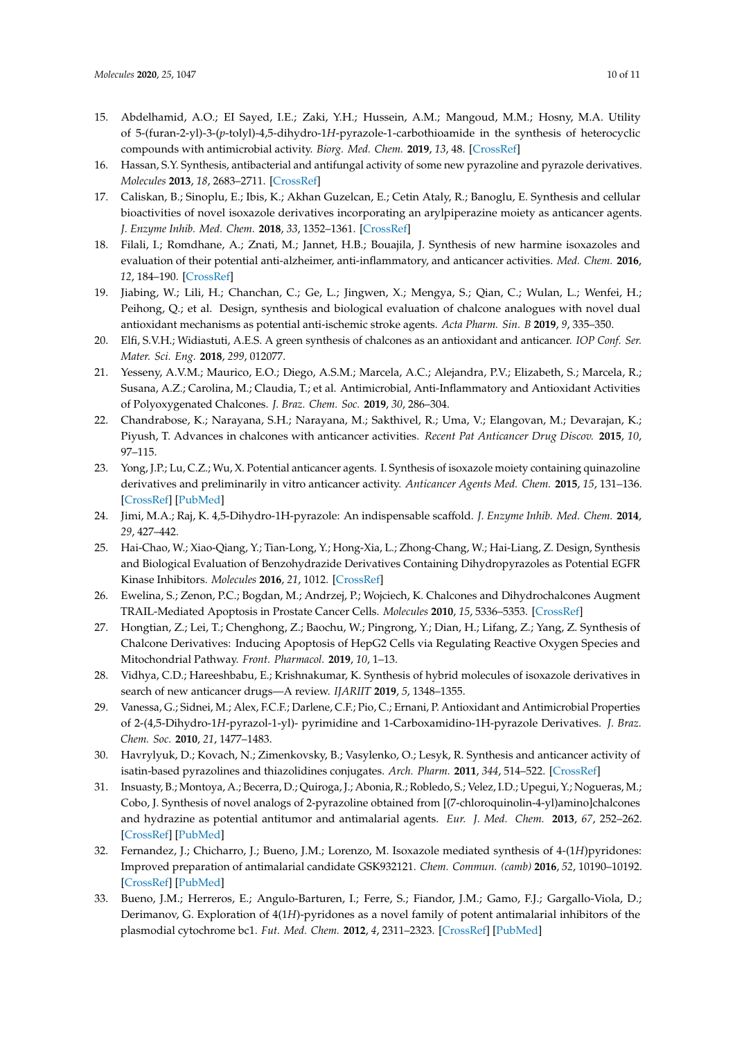15. Abdelhamid, A.O.; EI Sayed, I.E.; Zaki, Y.H.; Hussein, A.M.; Mangoud, M.M.; Hosny, M.A. Utility of 5-(furan-2-yl)-3-(*p*-tolyl)-4,5-dihydro-1*H*-pyrazole-1-carbothioamide in the synthesis of heterocyclic compounds with antimicrobial activity. *Biorg. Med. Chem.* **2019**, *13*, 48. [CrossRef]
16. Hassan, S.Y. Synthesis, antibacterial and antifungal activity of some new pyrazoline and pyrazole derivatives. *Molecules* **2013**, *18*, 2683–2711. [CrossRef]
17. Caliskan, B.; Sinoplu, E.; Ibis, K.; Akhan Guzelcan, E.; Cetin Ataly, R.; Banoglu, E. Synthesis and cellular bioactivities of novel isoxazole derivatives incorporating an arylpiperazine moiety as anticancer agents. *J. Enzyme Inhib. Med. Chem.* **2018**, *33*, 1352–1361. [CrossRef]
18. Filali, I.; Romdhane, A.; Znati, M.; Jannet, H.B.; Bouajila, J. Synthesis of new harmine isoxazoles and evaluation of their potential anti-alzheimer, anti-inflammatory, and anticancer activities. *Med. Chem.* **2016**, *12*, 184–190. [CrossRef]
19. Jiabing, W.; Lili, H.; Chanchan, C.; Ge, L.; Jingwen, X.; Mengya, S.; Qian, C.; Wulan, L.; Wenfei, H.; Peihong, Q.; et al. Design, synthesis and biological evaluation of chalcone analogues with novel dual antioxidant mechanisms as potential anti-ischemic stroke agents. *Acta Pharm. Sin. B* **2019**, *9*, 335–350.
20. Elfi, S.V.H.; Widiastuti, A.E.S. A green synthesis of chalcones as an antioxidant and anticancer. *IOP Conf. Ser. Mater. Sci. Eng.* **2018**, *299*, 012077.
21. Yesseny, A.V.M.; Maurico, E.O.; Diego, A.S.M.; Marcela, A.C.; Alejandra, P.V.; Elizabeth, S.; Marcela, R.; Susana, A.Z.; Carolina, M.; Claudia, T.; et al. Antimicrobial, Anti-Inflammatory and Antioxidant Activities of Polyoxygenated Chalcones. *J. Braz. Chem. Soc.* **2019**, *30*, 286–304.
22. Chandrabose, K.; Narayana, S.H.; Narayana, M.; Sakthivel, R.; Uma, V.; Elangovan, M.; Devarajan, K.; Piyush, T. Advances in chalcones with anticancer activities. *Recent Pat Anticancer Drug Discov.* **2015**, *10*, 97–115.
23. Yong, J.P.; Lu, C.Z.; Wu, X. Potential anticancer agents. I. Synthesis of isoxazole moiety containing quinazoline derivatives and preliminarily in vitro anticancer activity. *Anticancer Agents Med. Chem.* **2015**, *15*, 131–136. [CrossRef] [PubMed]
24. Jimi, M.A.; Raj, K. 4,5-Dihydro-1H-pyrazole: An indispensable scaffold. *J. Enzyme Inhib. Med. Chem.* **2014**, *29*, 427–442.
25. Hai-Chao, W.; Xiao-Qiang, Y.; Tian-Long, Y.; Hong-Xia, L.; Zhong-Chang, W.; Hai-Liang, Z. Design, Synthesis and Biological Evaluation of Benzohydrazide Derivatives Containing Dihydropyrazoles as Potential EGFR Kinase Inhibitors. *Molecules* **2016**, *21*, 1012. [CrossRef]
26. Ewelina, S.; Zenon, P.C.; Bogdan, M.; Andrzej, P.; Wojciech, K. Chalcones and Dihydrochalcones Augment TRAIL-Mediated Apoptosis in Prostate Cancer Cells. *Molecules* **2010**, *15*, 5336–5353. [CrossRef]
27. Hongtian, Z.; Lei, T.; Chenghong, Z.; Baochu, W.; Pingrong, Y.; Dian, H.; Lifang, Z.; Yang, Z. Synthesis of Chalcone Derivatives: Inducing Apoptosis of HepG2 Cells via Regulating Reactive Oxygen Species and Mitochondrial Pathway. *Front. Pharmacol.* **2019**, *10*, 1–13.
28. Vidhya, C.D.; Hareeshbabu, E.; Krishnakumar, K. Synthesis of hybrid molecules of isoxazole derivatives in search of new anticancer drugs—A review. *IJARIIT* **2019**, *5*, 1348–1355.
29. Vanessa, G.; Sidnei, M.; Alex, F.C.F.; Darlene, C.F.; Pio, C.; Ernani, P. Antioxidant and Antimicrobial Properties of 2-(4,5-Dihydro-1*H*-pyrazol-1-yl)- pyrimidine and 1-Carboxamidino-1H-pyrazole Derivatives. *J. Braz. Chem. Soc.* **2010**, *21*, 1477–1483.
30. Havrylyuk, D.; Kovach, N.; Zimenkovsky, B.; Vasylenko, O.; Lesyk, R. Synthesis and anticancer activity of isatin-based pyrazolines and thiazolidines conjugates. *Arch. Pharm.* **2011**, *344*, 514–522. [CrossRef]
31. Insuasty, B.; Montoya, A.; Becerra, D.; Quiroga, J.; Abonia, R.; Robledo, S.; Velez, I.D.; Upegui, Y.; Nogueras, M.; Cobo, J. Synthesis of novel analogs of 2-pyrazoline obtained from [(7-chloroquinolin-4-yl)amino]chalcones and hydrazine as potential antitumor and antimalarial agents. *Eur. J. Med. Chem.* **2013**, *67*, 252–262. [CrossRef] [PubMed]
32. Fernandez, J.; Chicharro, J.; Bueno, J.M.; Lorenzo, M. Isoxazole mediated synthesis of 4-(1*H*)pyridones: Improved preparation of antimalarial candidate GSK932121. *Chem. Commun. (camb)* **2016**, *52*, 10190–10192. [CrossRef] [PubMed]
33. Bueno, J.M.; Herreros, E.; Angulo-Barturen, I.; Ferre, S.; Fiandor, J.M.; Gamo, F.J.; Gargallo-Viola, D.; Derimanov, G. Exploration of 4(1*H*)-pyridones as a novel family of potent antimalarial inhibitors of the plasmodial cytochrome bc1. *Fut. Med. Chem.* **2012**, *4*, 2311–2323. [CrossRef] [PubMed]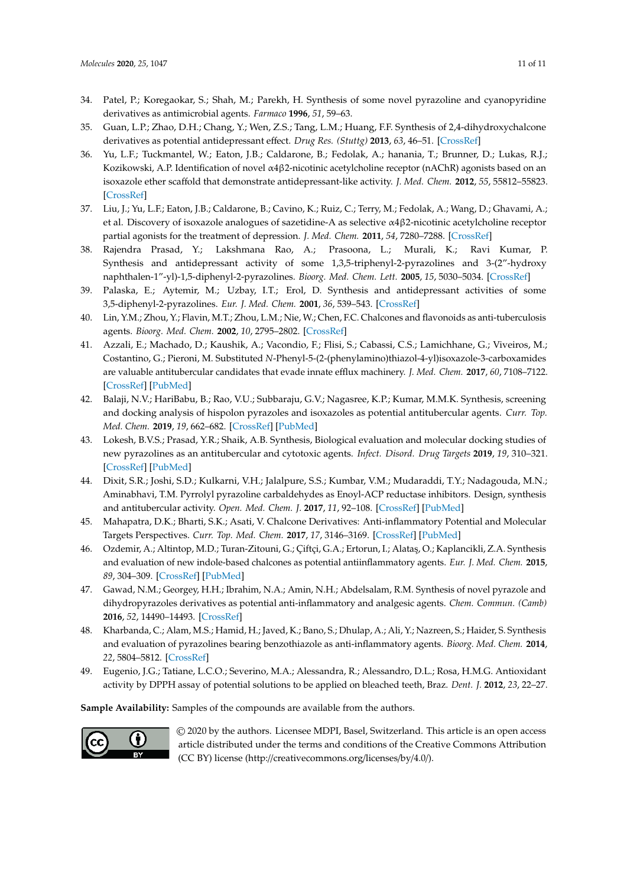34. Patel, P.; Koregaokar, S.; Shah, M.; Parekh, H. Synthesis of some novel pyrazoline and cyanopyridine derivatives as antimicrobial agents. *Farmaco* **1996**, *51*, 59–63.
35. Guan, L.P.; Zhao, D.H.; Chang, Y.; Wen, Z.S.; Tang, L.M.; Huang, F.F. Synthesis of 2,4-dihydroxychalcone derivatives as potential antidepressant effect. *Drug Res. (Stuttg)* **2013**, *63*, 46–51. [CrossRef]
36. Yu, L.F.; Tuckmantel, W.; Eaton, J.B.; Caldarone, B.; Fedolak, A.; hanania, T.; Brunner, D.; Lukas, R.J.; Kozikowski, A.P. Identification of novel α4β2-nicotinic acetylcholine receptor (nAChR) agonists based on an isoxazole ether scaffold that demonstrate antidepressant-like activity. *J. Med. Chem.* **2012**, *55*, 55812–55823. [CrossRef]
37. Liu, J.; Yu, L.F.; Eaton, J.B.; Caldarone, B.; Cavino, K.; Ruiz, C.; Terry, M.; Fedolak, A.; Wang, D.; Ghavami, A.; et al. Discovery of isoxazole analogues of sazetidine-A as selective α4β2-nicotinic acetylcholine receptor partial agonists for the treatment of depression. *J. Med. Chem.* **2011**, *54*, 7280–7288. [CrossRef]
38. Rajendra Prasad, Y.; Lakshmana Rao, A.; Prasoona, L.; Murali, K.; Ravi Kumar, P. Synthesis and antidepressant activity of some 1,3,5-triphenyl-2-pyrazolines and 3-(2''-hydroxy naphthalen-1''-yl)-1,5-diphenyl-2-pyrazolines. *Bioorg. Med. Chem. Lett.* **2005**, *15*, 5030–5034. [CrossRef]
39. Palaska, E.; Aytemir, M.; Uzbay, I.T.; Erol, D. Synthesis and antidepressant activities of some 3,5-diphenyl-2-pyrazolines. *Eur. J. Med. Chem.* **2001**, *36*, 539–543. [CrossRef]
40. Lin, Y.M.; Zhou, Y.; Flavin, M.T.; Zhou, L.M.; Nie, W.; Chen, F.C. Chalcones and flavonoids as anti-tuberculosis agents. *Bioorg. Med. Chem.* **2002**, *10*, 2795–2802. [CrossRef]
41. Azzali, E.; Machado, D.; Kaushik, A.; Vacondio, F.; Flisi, S.; Cabassi, C.S.; Lamichhane, G.; Viveiros, M.; Costantino, G.; Pieroni, M. Substituted *N*-Phenyl-5-(2-(phenylamino)thiazol-4-yl)isoxazole-3-carboxamides are valuable antitubercular candidates that evade innate efflux machinery. *J. Med. Chem.* **2017**, *60*, 7108–7122. [CrossRef] [PubMed]
42. Balaji, N.V.; HariBabu, B.; Rao, V.U.; Subbaraju, G.V.; Nagasree, K.P.; Kumar, M.M.K. Synthesis, screening and docking analysis of hispolon pyrazoles and isoxazoles as potential antitubercular agents. *Curr. Top. Med. Chem.* **2019**, *19*, 662–682. [CrossRef] [PubMed]
43. Lokesh, B.V.S.; Prasad, Y.R.; Shaik, A.B. Synthesis, Biological evaluation and molecular docking studies of new pyrazolines as an antitubercular and cytotoxic agents. *Infect. Disord. Drug Targets* **2019**, *19*, 310–321. [CrossRef] [PubMed]
44. Dixit, S.R.; Joshi, S.D.; Kulkarni, V.H.; Jalalpure, S.S.; Kumbar, V.M.; Mudaraddi, T.Y.; Nadagouda, M.N.; Aminabhavi, T.M. Pyrrolyl pyrazoline carbaldehydes as Enoyl-ACP reductase inhibitors. Design, synthesis and antitubercular activity. *Open. Med. Chem. J.* **2017**, *11*, 92–108. [CrossRef] [PubMed]
45. Mahapatra, D.K.; Bharti, S.K.; Asati, V. Chalcone Derivatives: Anti-inflammatory Potential and Molecular Targets Perspectives. *Curr. Top. Med. Chem.* **2017**, *17*, 3146–3169. [CrossRef] [PubMed]
46. Ozdemir, A.; Altintop, M.D.; Turan-Zitouni, G.; Çiftçi, G.A.; Ertorun, I.; Alataş, O.; Kaplancikli, Z.A. Synthesis and evaluation of new indole-based chalcones as potential antiinflammatory agents. *Eur. J. Med. Chem.* **2015**, *89*, 304–309. [CrossRef] [PubMed]
47. Gawad, N.M.; Georgey, H.H.; Ibrahim, N.A.; Amin, N.H.; Abdelsalam, R.M. Synthesis of novel pyrazole and dihydropyrazoles derivatives as potential anti-inflammatory and analgesic agents. *Chem. Commun. (Camb)* **2016**, *52*, 14490–14493. [CrossRef]
48. Kharbanda, C.; Alam, M.S.; Hamid, H.; Javed, K.; Bano, S.; Dhulap, A.; Ali, Y.; Nazreen, S.; Haider, S. Synthesis and evaluation of pyrazolines bearing benzothiazole as anti-inflammatory agents. *Bioorg. Med. Chem.* **2014**, *22*, 5804–5812. [CrossRef]
49. Eugenio, J.G.; Tatiane, L.C.O.; Severino, M.A.; Alessandra, R.; Alessandro, D.L.; Rosa, H.M.G. Antioxidant activity by DPPH assay of potential solutions to be applied on bleached teeth, Braz. *Dent. J.* **2012**, *23*, 22–27.

**Sample Availability:** Samples of the compounds are available from the authors.

© 2020 by the authors. Licensee MDPI, Basel, Switzerland. This article is an open access article distributed under the terms and conditions of the Creative Commons Attribution (CC BY) license (http://creativecommons.org/licenses/by/4.0/).